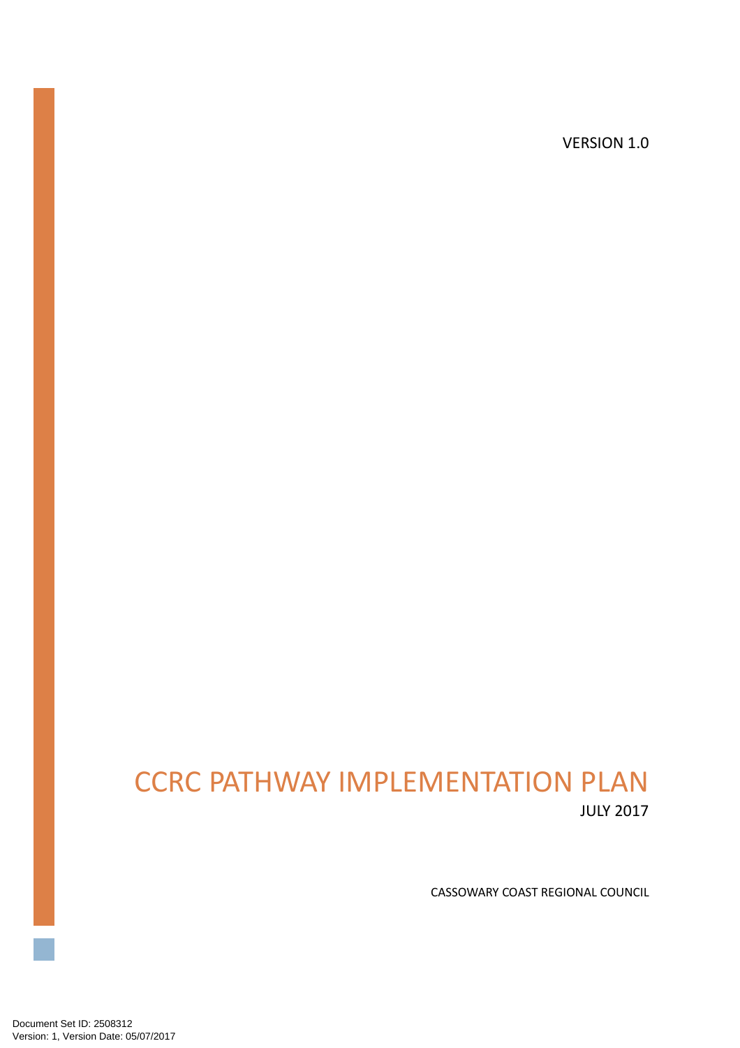VERSION 1.0

# CCRC PATHWAY IMPLEMENTATION PLAN

JULY 2017

CASSOWARY COAST REGIONAL COUNCIL

Document Set ID: 2508312
Version: 1, Version Date: 05/07/2017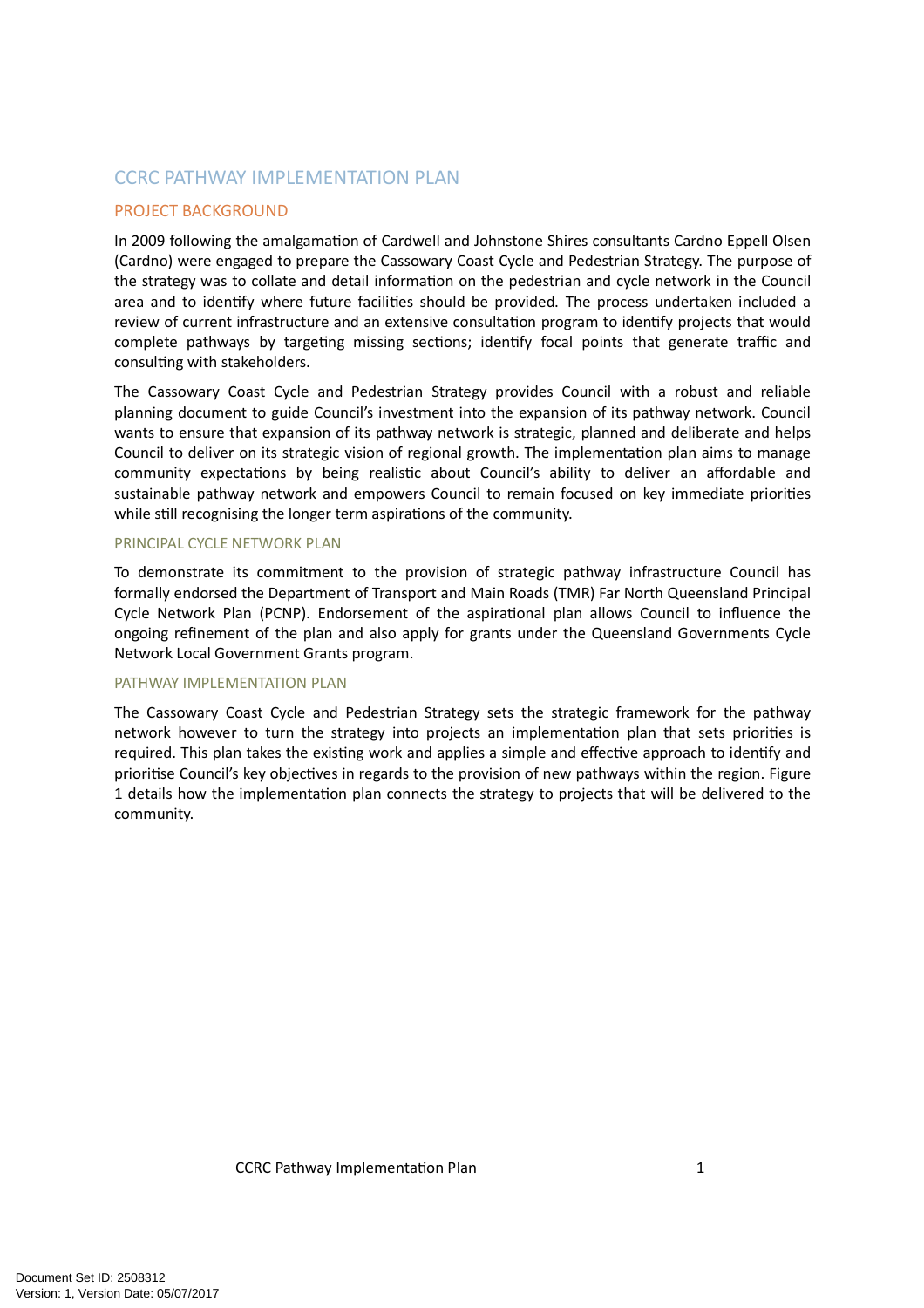# CCRC PATHWAY IMPLEMENTATION PLAN

## PROJECT BACKGROUND

In 2009 following the amalgamation of Cardwell and Johnstone Shires consultants Cardno Eppell Olsen (Cardno) were engaged to prepare the Cassowary Coast Cycle and Pedestrian Strategy. The purpose of the strategy was to collate and detail information on the pedestrian and cycle network in the Council area and to identify where future facilities should be provided. The process undertaken included a review of current infrastructure and an extensive consultation program to identify projects that would complete pathways by targeting missing sections; identify focal points that generate traffic and consulting with stakeholders.

The Cassowary Coast Cycle and Pedestrian Strategy provides Council with a robust and reliable planning document to guide Council's investment into the expansion of its pathway network. Council wants to ensure that expansion of its pathway network is strategic, planned and deliberate and helps Council to deliver on its strategic vision of regional growth. The implementation plan aims to manage community expectations by being realistic about Council's ability to deliver an affordable and sustainable pathway network and empowers Council to remain focused on key immediate priorities while still recognising the longer term aspirations of the community.

### PRINCIPAL CYCLE NETWORK PLAN

To demonstrate its commitment to the provision of strategic pathway infrastructure Council has formally endorsed the Department of Transport and Main Roads (TMR) Far North Queensland Principal Cycle Network Plan (PCNP). Endorsement of the aspirational plan allows Council to influence the ongoing refinement of the plan and also apply for grants under the Queensland Governments Cycle Network Local Government Grants program.

### PATHWAY IMPLEMENTATION PLAN

The Cassowary Coast Cycle and Pedestrian Strategy sets the strategic framework for the pathway network however to turn the strategy into projects an implementation plan that sets priorities is required. This plan takes the existing work and applies a simple and effective approach to identify and prioritise Council's key objectives in regards to the provision of new pathways within the region. Figure 1 details how the implementation plan connects the strategy to projects that will be delivered to the community.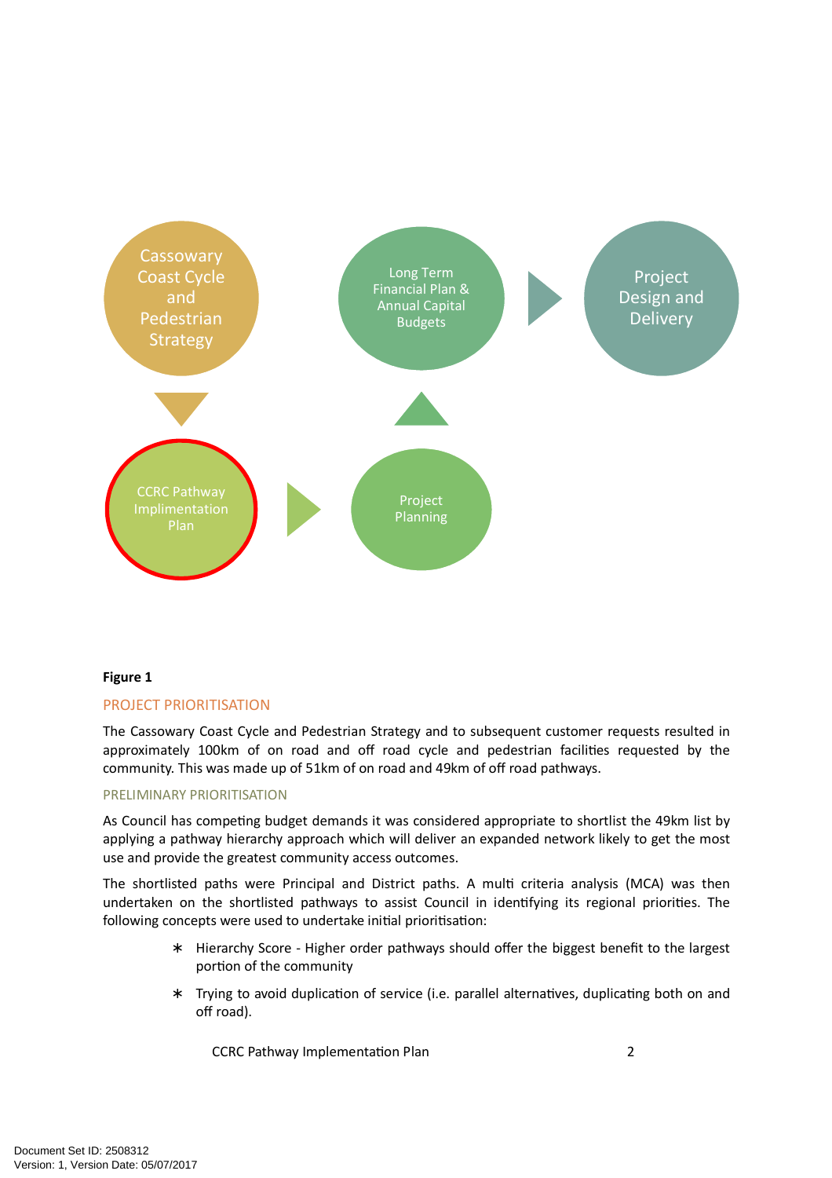Cassowary Coast Cycle and Pedestrian Strategy

CCRC Pathway Implimentation Plan

Project Planning

Long Term Financial Plan & Annual Capital Budgets

Project Design and Delivery

**Figure 1**

## PROJECT PRIORITISATION

The Cassowary Coast Cycle and Pedestrian Strategy and to subsequent customer requests resulted in approximately 100km of on road and off road cycle and pedestrian facilities requested by the community. This was made up of 51km of on road and 49km of off road pathways.

### PRELIMINARY PRIORITISATION

As Council has competing budget demands it was considered appropriate to shortlist the 49km list by applying a pathway hierarchy approach which will deliver an expanded network likely to get the most use and provide the greatest community access outcomes.

The shortlisted paths were Principal and District paths. A multi criteria analysis (MCA) was then undertaken on the shortlisted pathways to assist Council in identifying its regional priorities. The following concepts were used to undertake initial prioritisation:

- Hierarchy Score - Higher order pathways should offer the biggest benefit to the largest portion of the community
- Trying to avoid duplication of service (i.e. parallel alternatives, duplicating both on and off road).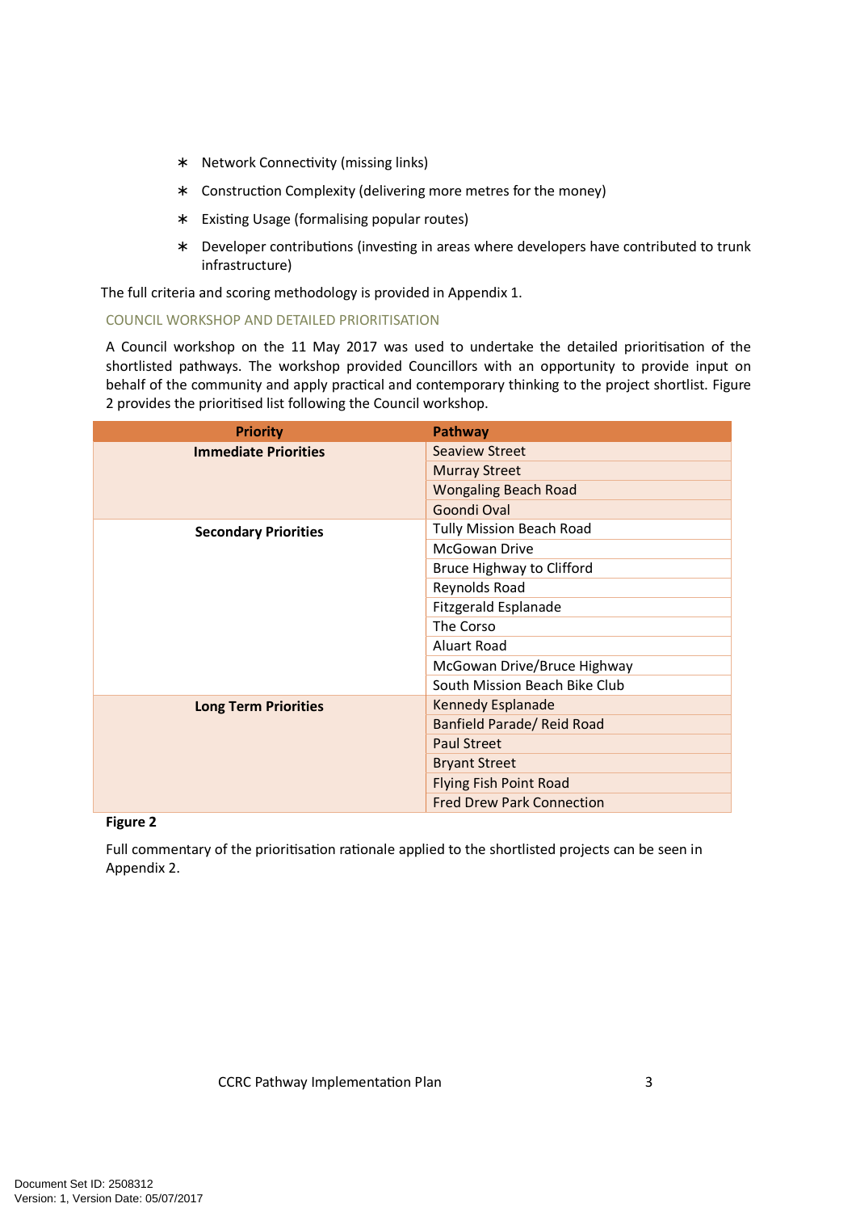- Network Connectivity (missing links)
- Construction Complexity (delivering more metres for the money)
- Existing Usage (formalising popular routes)
- Developer contributions (investing in areas where developers have contributed to trunk infrastructure)

The full criteria and scoring methodology is provided in Appendix 1.

### COUNCIL WORKSHOP AND DETAILED PRIORITISATION

A Council workshop on the 11 May 2017 was used to undertake the detailed prioritisation of the shortlisted pathways. The workshop provided Councillors with an opportunity to provide input on behalf of the community and apply practical and contemporary thinking to the project shortlist. Figure 2 provides the prioritised list following the Council workshop.

| Priority | Pathway |
|---|---|
| **Immediate Priorities** | Seaview Street |
| | Murray Street |
| | Wongaling Beach Road |
| | Goondi Oval |
| **Secondary Priorities** | Tully Mission Beach Road |
| | McGowan Drive |
| | Bruce Highway to Clifford |
| | Reynolds Road |
| | Fitzgerald Esplanade |
| | The Corso |
| | Aluart Road |
| | McGowan Drive/Bruce Highway |
| | South Mission Beach Bike Club |
| **Long Term Priorities** | Kennedy Esplanade |
| | Banfield Parade/ Reid Road |
| | Paul Street |
| | Bryant Street |
| | Flying Fish Point Road |
| | Fred Drew Park Connection |

**Figure 2**

Full commentary of the prioritisation rationale applied to the shortlisted projects can be seen in Appendix 2.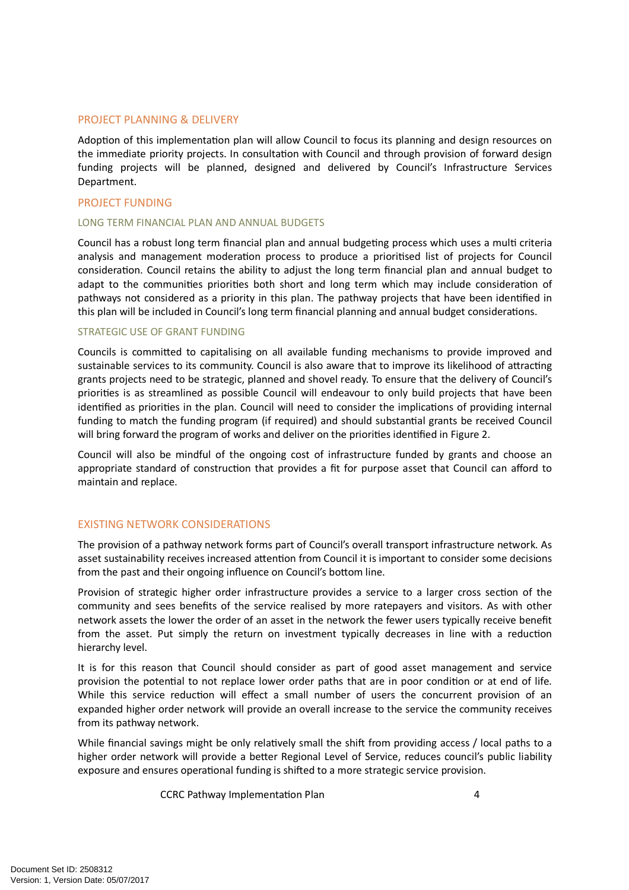## PROJECT PLANNING & DELIVERY

Adoption of this implementation plan will allow Council to focus its planning and design resources on the immediate priority projects. In consultation with Council and through provision of forward design funding projects will be planned, designed and delivered by Council's Infrastructure Services Department.

## PROJECT FUNDING

### LONG TERM FINANCIAL PLAN AND ANNUAL BUDGETS

Council has a robust long term financial plan and annual budgeting process which uses a multi criteria analysis and management moderation process to produce a prioritised list of projects for Council consideration. Council retains the ability to adjust the long term financial plan and annual budget to adapt to the communities priorities both short and long term which may include consideration of pathways not considered as a priority in this plan. The pathway projects that have been identified in this plan will be included in Council's long term financial planning and annual budget considerations.

### STRATEGIC USE OF GRANT FUNDING

Councils is committed to capitalising on all available funding mechanisms to provide improved and sustainable services to its community. Council is also aware that to improve its likelihood of attracting grants projects need to be strategic, planned and shovel ready. To ensure that the delivery of Council's priorities is as streamlined as possible Council will endeavour to only build projects that have been identified as priorities in the plan. Council will need to consider the implications of providing internal funding to match the funding program (if required) and should substantial grants be received Council will bring forward the program of works and deliver on the priorities identified in Figure 2.

Council will also be mindful of the ongoing cost of infrastructure funded by grants and choose an appropriate standard of construction that provides a fit for purpose asset that Council can afford to maintain and replace.

## EXISTING NETWORK CONSIDERATIONS

The provision of a pathway network forms part of Council's overall transport infrastructure network. As asset sustainability receives increased attention from Council it is important to consider some decisions from the past and their ongoing influence on Council's bottom line.

Provision of strategic higher order infrastructure provides a service to a larger cross section of the community and sees benefits of the service realised by more ratepayers and visitors. As with other network assets the lower the order of an asset in the network the fewer users typically receive benefit from the asset. Put simply the return on investment typically decreases in line with a reduction hierarchy level.

It is for this reason that Council should consider as part of good asset management and service provision the potential to not replace lower order paths that are in poor condition or at end of life. While this service reduction will effect a small number of users the concurrent provision of an expanded higher order network will provide an overall increase to the service the community receives from its pathway network.

While financial savings might be only relatively small the shift from providing access / local paths to a higher order network will provide a better Regional Level of Service, reduces council's public liability exposure and ensures operational funding is shifted to a more strategic service provision.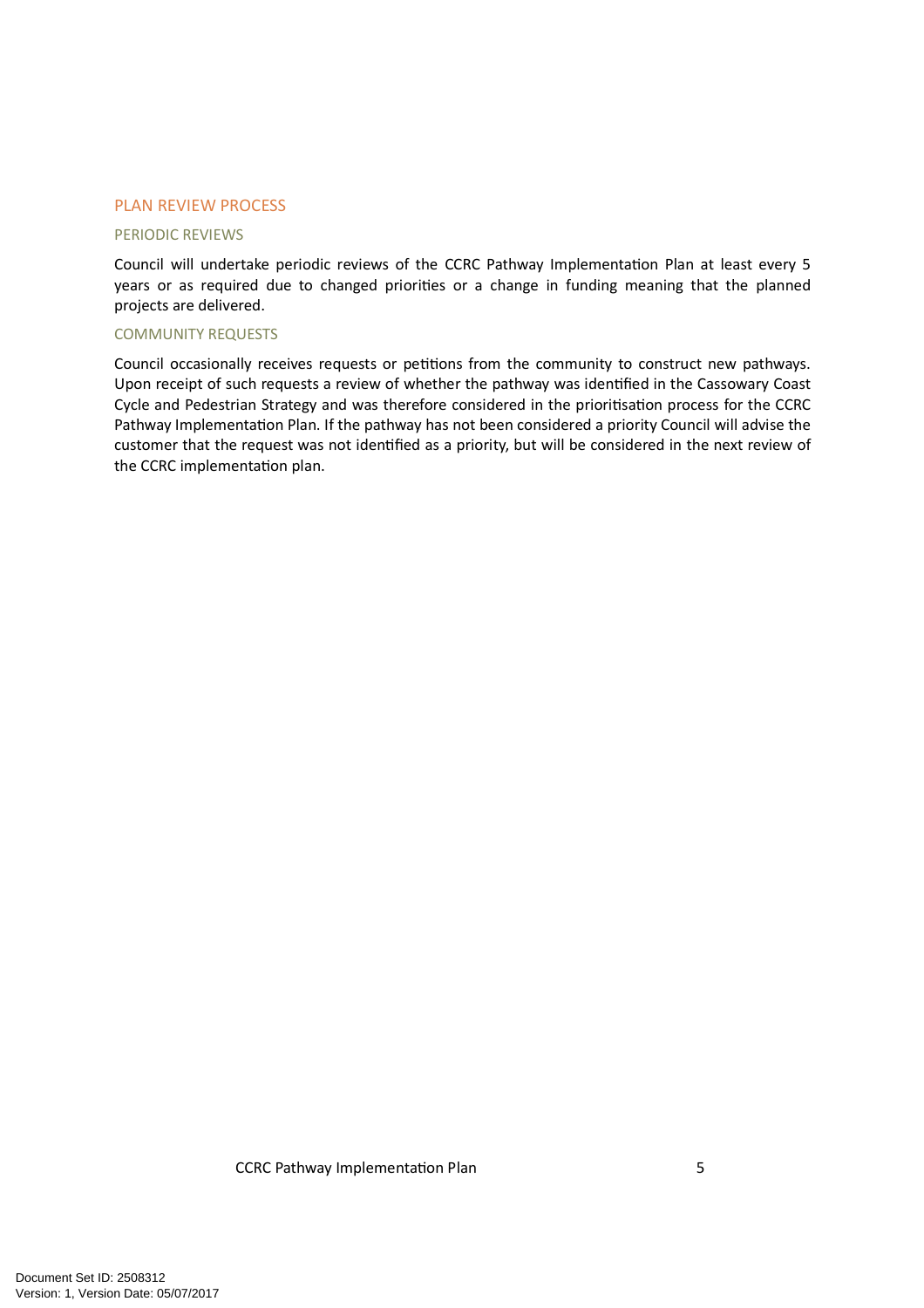## PLAN REVIEW PROCESS

### PERIODIC REVIEWS

Council will undertake periodic reviews of the CCRC Pathway Implementation Plan at least every 5 years or as required due to changed priorities or a change in funding meaning that the planned projects are delivered.

### COMMUNITY REQUESTS

Council occasionally receives requests or petitions from the community to construct new pathways. Upon receipt of such requests a review of whether the pathway was identified in the Cassowary Coast Cycle and Pedestrian Strategy and was therefore considered in the prioritisation process for the CCRC Pathway Implementation Plan. If the pathway has not been considered a priority Council will advise the customer that the request was not identified as a priority, but will be considered in the next review of the CCRC implementation plan.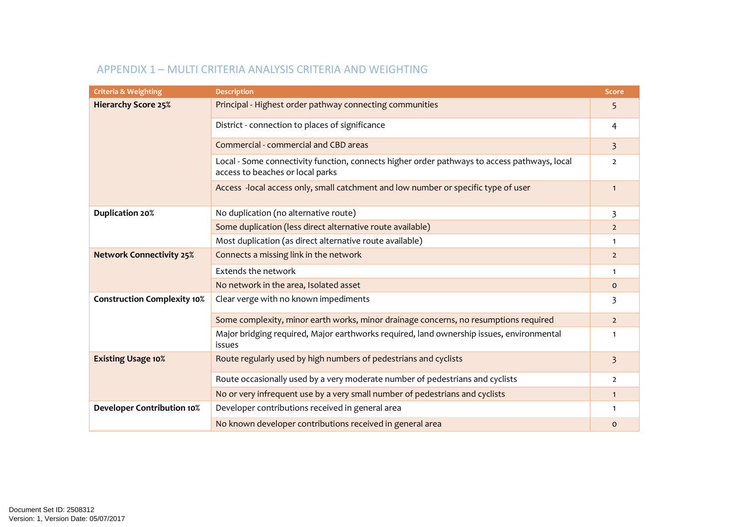## APPENDIX 1 – MULTI CRITERIA ANALYSIS CRITERIA AND WEIGHTING

| Criteria & Weighting | Description | Score |
|---|---|---|
| **Hierarchy Score 25%** | Principal - Highest order pathway connecting communities | 5 |
| | District - connection to places of significance | 4 |
| | Commercial - commercial and CBD areas | 3 |
| | Local - Some connectivity function, connects higher order pathways to access pathways, local access to beaches or local parks | 2 |
| | Access -local access only, small catchment and low number or specific type of user | 1 |
| **Duplication 20%** | No duplication (no alternative route) | 3 |
| | Some duplication (less direct alternative route available) | 2 |
| | Most duplication (as direct alternative route available) | 1 |
| **Network Connectivity 25%** | Connects a missing link in the network | 2 |
| | Extends the network | 1 |
| | No network in the area, Isolated asset | 0 |
| **Construction Complexity 10%** | Clear verge with no known impediments | 3 |
| | Some complexity, minor earth works, minor drainage concerns, no resumptions required | 2 |
| | Major bridging required, Major earthworks required, land ownership issues, environmental issues | 1 |
| **Existing Usage 10%** | Route regularly used by high numbers of pedestrians and cyclists | 3 |
| | Route occasionally used by a very moderate number of pedestrians and cyclists | 2 |
| | No or very infrequent use by a very small number of pedestrians and cyclists | 1 |
| **Developer Contribution 10%** | Developer contributions received in general area | 1 |
| | No known developer contributions received in general area | 0 |

Document Set ID: 2508312
Version: 1, Version Date: 05/07/2017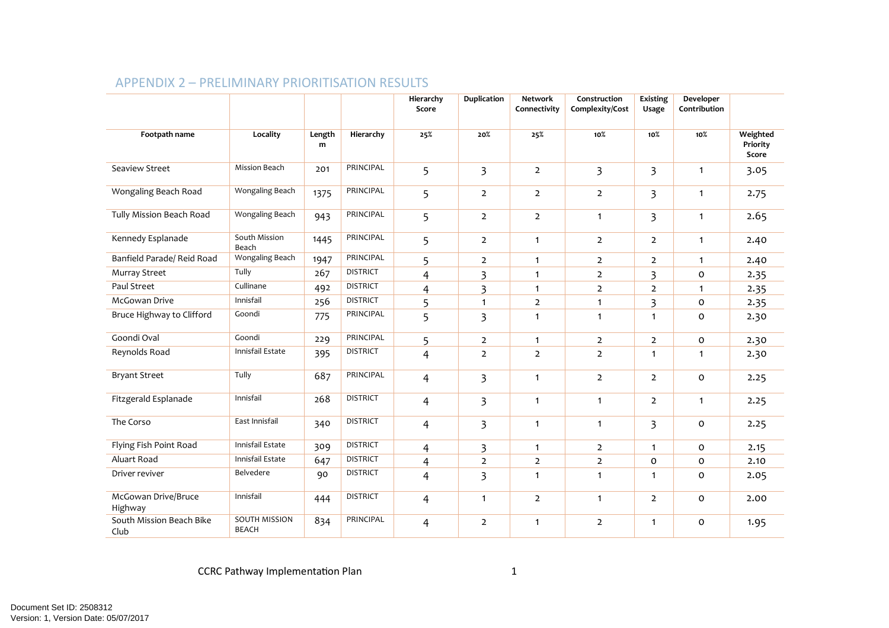## APPENDIX 2 – PRELIMINARY PRIORITISATION RESULTS

| | | | | Hierarchy Score | Duplication | Network Connectivity | Construction Complexity/Cost | Existing Usage | Developer Contribution | |
|---|---|---|---|---|---|---|---|---|---|---|
| **Footpath name** | **Locality** | **Length m** | **Hierarchy** | **25%** | **20%** | **25%** | **10%** | **10%** | **10%** | **Weighted Priority Score** |
| Seaview Street | Mission Beach | 201 | PRINCIPAL | 5 | 3 | 2 | 3 | 3 | 1 | 3.05 |
| Wongaling Beach Road | Wongaling Beach | 1375 | PRINCIPAL | 5 | 2 | 2 | 2 | 3 | 1 | 2.75 |
| Tully Mission Beach Road | Wongaling Beach | 943 | PRINCIPAL | 5 | 2 | 2 | 1 | 3 | 1 | 2.65 |
| Kennedy Esplanade | South Mission Beach | 1445 | PRINCIPAL | 5 | 2 | 1 | 2 | 2 | 1 | 2.40 |
| Banfield Parade/ Reid Road | Wongaling Beach | 1947 | PRINCIPAL | 5 | 2 | 1 | 2 | 2 | 1 | 2.40 |
| Murray Street | Tully | 267 | DISTRICT | 4 | 3 | 1 | 2 | 3 | 0 | 2.35 |
| Paul Street | Cullinane | 492 | DISTRICT | 4 | 3 | 1 | 2 | 2 | 1 | 2.35 |
| McGowan Drive | Innisfail | 256 | DISTRICT | 5 | 1 | 2 | 1 | 3 | 0 | 2.35 |
| Bruce Highway to Clifford | Goondi | 775 | PRINCIPAL | 5 | 3 | 1 | 1 | 1 | 0 | 2.30 |
| Goondi Oval | Goondi | 229 | PRINCIPAL | 5 | 2 | 1 | 2 | 2 | 0 | 2.30 |
| Reynolds Road | Innisfail Estate | 395 | DISTRICT | 4 | 2 | 2 | 2 | 1 | 1 | 2.30 |
| Bryant Street | Tully | 687 | PRINCIPAL | 4 | 3 | 1 | 2 | 2 | 0 | 2.25 |
| Fitzgerald Esplanade | Innisfail | 268 | DISTRICT | 4 | 3 | 1 | 1 | 2 | 1 | 2.25 |
| The Corso | East Innisfail | 340 | DISTRICT | 4 | 3 | 1 | 1 | 3 | 0 | 2.25 |
| Flying Fish Point Road | Innisfail Estate | 309 | DISTRICT | 4 | 3 | 1 | 2 | 1 | 0 | 2.15 |
| Aluart Road | Innisfail Estate | 647 | DISTRICT | 4 | 2 | 2 | 2 | 0 | 0 | 2.10 |
| Driver reviver | Belvedere | 90 | DISTRICT | 4 | 3 | 1 | 1 | 1 | 0 | 2.05 |
| McGowan Drive/Bruce Highway | Innisfail | 444 | DISTRICT | 4 | 1 | 2 | 1 | 2 | 0 | 2.00 |
| South Mission Beach Bike Club | SOUTH MISSION BEACH | 834 | PRINCIPAL | 4 | 2 | 1 | 2 | 1 | 0 | 1.95 |

Document Set ID: 2508312
Version: 1, Version Date: 05/07/2017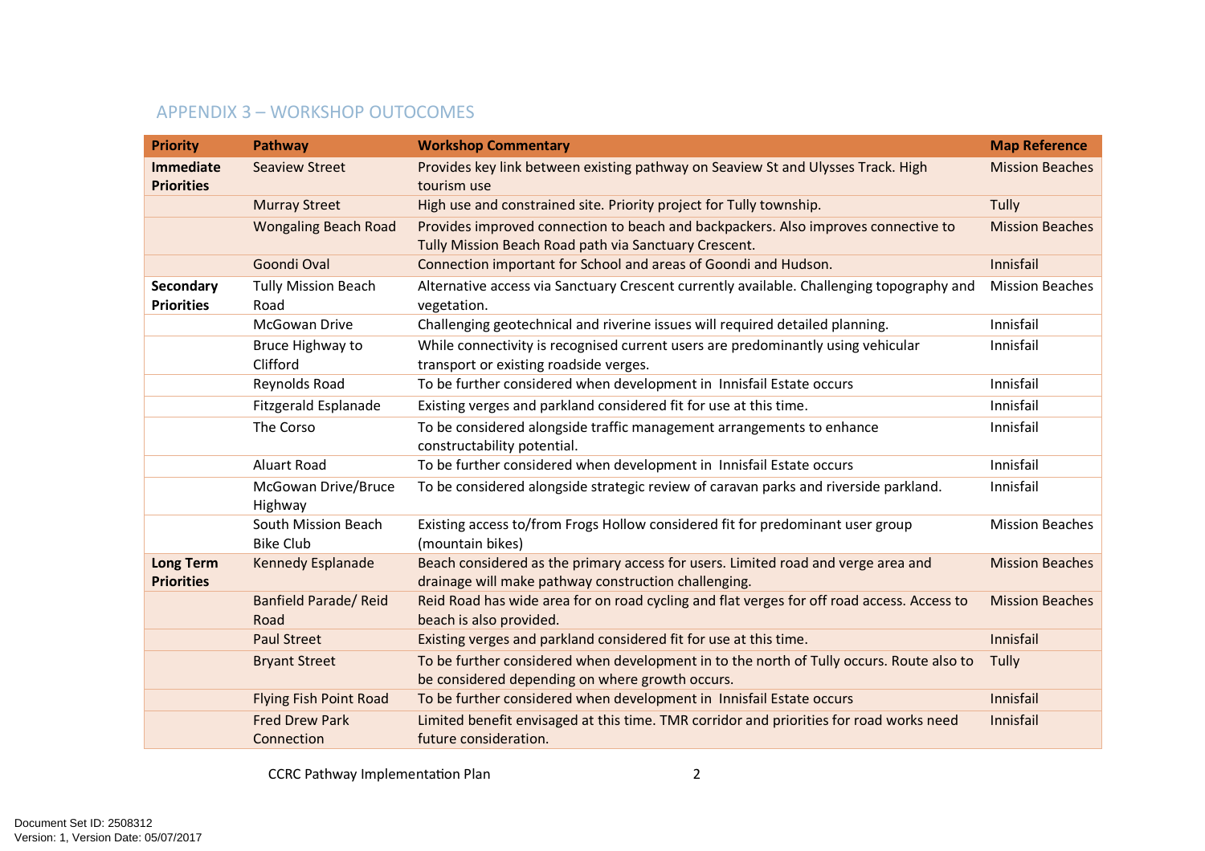## APPENDIX 3 – WORKSHOP OUTCOMES

| Priority | Pathway | Workshop Commentary | Map Reference |
|---|---|---|---|
| **Immediate Priorities** | Seaview Street | Provides key link between existing pathway on Seaview St and Ulysses Track. High tourism use | Mission Beaches |
| | Murray Street | High use and constrained site. Priority project for Tully township. | Tully |
| | Wongaling Beach Road | Provides improved connection to beach and backpackers. Also improves connective to Tully Mission Beach Road path via Sanctuary Crescent. | Mission Beaches |
| | Goondi Oval | Connection important for School and areas of Goondi and Hudson. | Innisfail |
| **Secondary Priorities** | Tully Mission Beach Road | Alternative access via Sanctuary Crescent currently available. Challenging topography and vegetation. | Mission Beaches |
| | McGowan Drive | Challenging geotechnical and riverine issues will required detailed planning. | Innisfail |
| | Bruce Highway to Clifford | While connectivity is recognised current users are predominantly using vehicular transport or existing roadside verges. | Innisfail |
| | Reynolds Road | To be further considered when development in Innisfail Estate occurs | Innisfail |
| | Fitzgerald Esplanade | Existing verges and parkland considered fit for use at this time. | Innisfail |
| | The Corso | To be considered alongside traffic management arrangements to enhance constructability potential. | Innisfail |
| | Aluart Road | To be further considered when development in Innisfail Estate occurs | Innisfail |
| | McGowan Drive/Bruce Highway | To be considered alongside strategic review of caravan parks and riverside parkland. | Innisfail |
| | South Mission Beach Bike Club | Existing access to/from Frogs Hollow considered fit for predominant user group (mountain bikes) | Mission Beaches |
| **Long Term Priorities** | Kennedy Esplanade | Beach considered as the primary access for users. Limited road and verge area and drainage will make pathway construction challenging. | Mission Beaches |
| | Banfield Parade/ Reid Road | Reid Road has wide area for on road cycling and flat verges for off road access. Access to beach is also provided. | Mission Beaches |
| | Paul Street | Existing verges and parkland considered fit for use at this time. | Innisfail |
| | Bryant Street | To be further considered when development in to the north of Tully occurs. Route also to be considered depending on where growth occurs. | Tully |
| | Flying Fish Point Road | To be further considered when development in Innisfail Estate occurs | Innisfail |
| | Fred Drew Park Connection | Limited benefit envisaged at this time. TMR corridor and priorities for road works need future consideration. | Innisfail |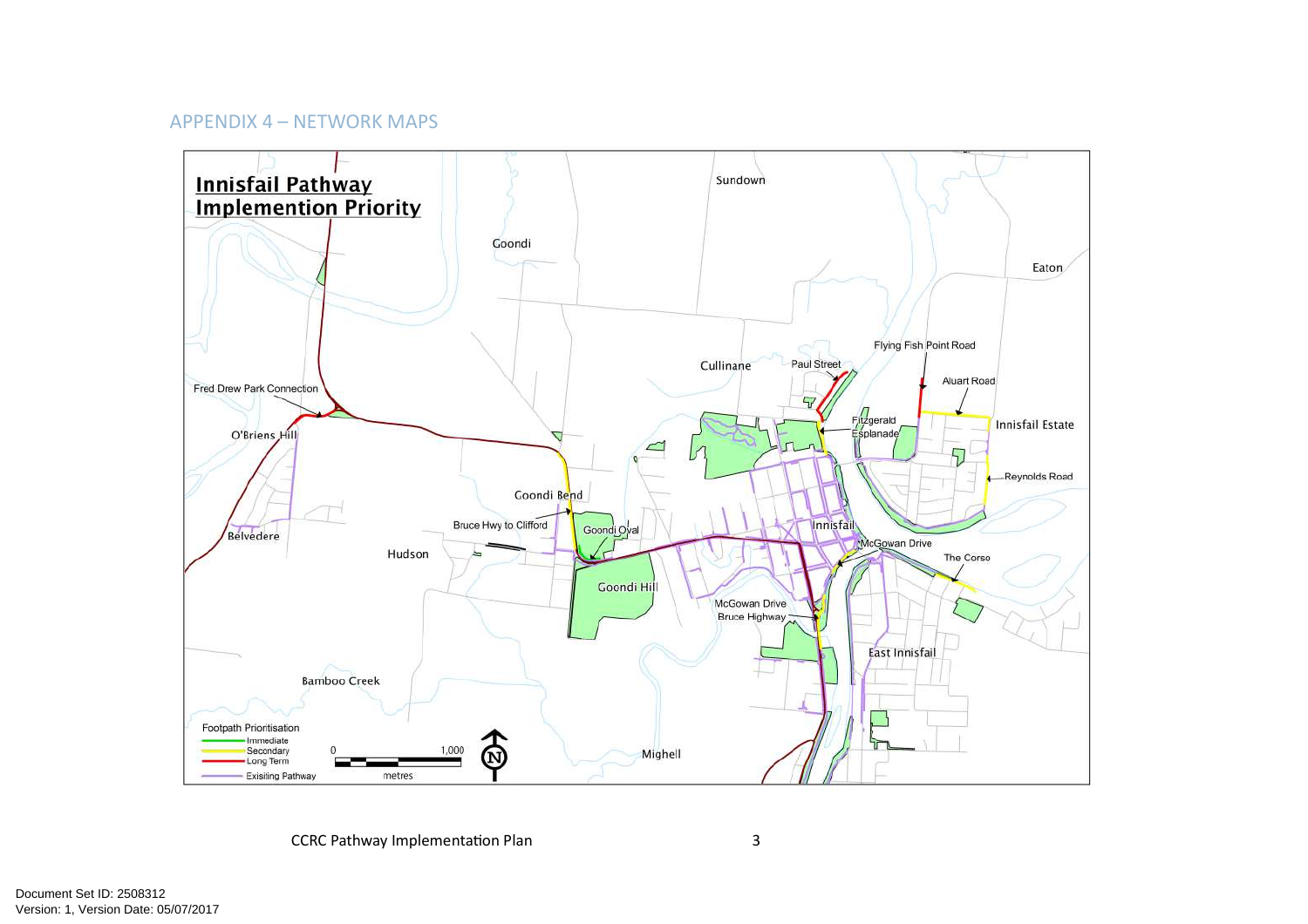## APPENDIX 4 – NETWORK MAPS

**Innisfail Pathway Implementation Priority**

Sundown

Goondi

Eaton

Flying Fish Point Road

Cullinane

Paul Street

Aluart Road

Fred Drew Park Connection

Fitzgerald Esplanade

Innisfail Estate

O'Briens Hill

Reynolds Road

Goondi Bend

Bruce Hwy to Clifford

Goondi Oval

Innisfail

Belvedere

McGowan Drive

Hudson

The Corso

Goondi Hill

McGowan Drive Bruce Highway

East Innisfail

Bamboo Creek

Footpath Prioritisation
- Immediate
- Secondary
- Long Term
- Exisiting Pathway

0 1,000 metres

N

Mighell

Document Set ID: 2508312
Version: 1, Version Date: 05/07/2017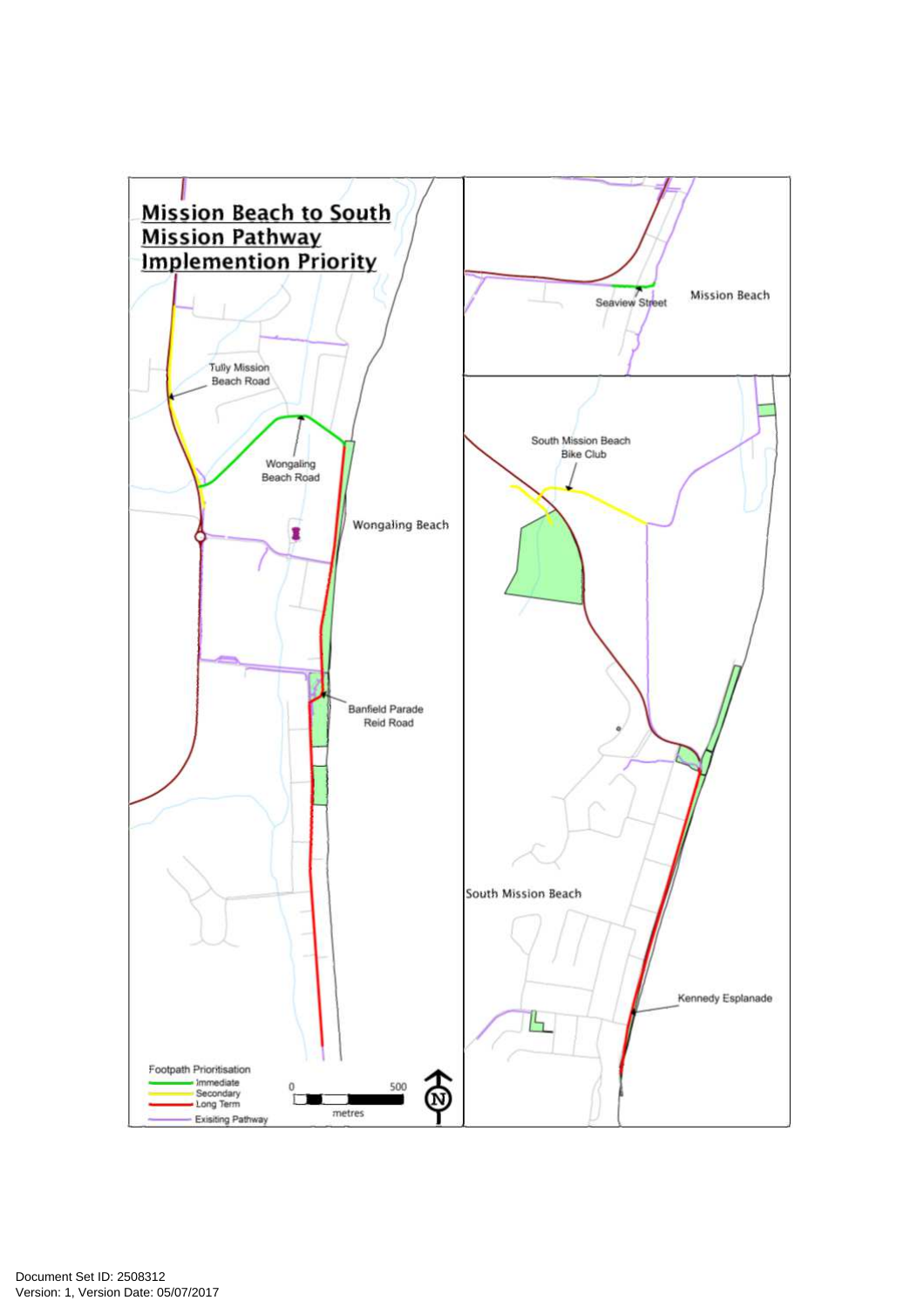# Mission Beach to South Mission Pathway Implemention Priority

Tully Mission Beach Road

Wongaling Beach Road

Wongaling Beach

Banfield Parade Reid Road

Seaview Street

Mission Beach

South Mission Beach Bike Club

South Mission Beach

Kennedy Esplanade

Footpath Prioritisation

- Immediate
- Secondary
- Long Term
- Exisiting Pathway

0 500

metres

N

Document Set ID: 2508312
Version: 1, Version Date: 05/07/2017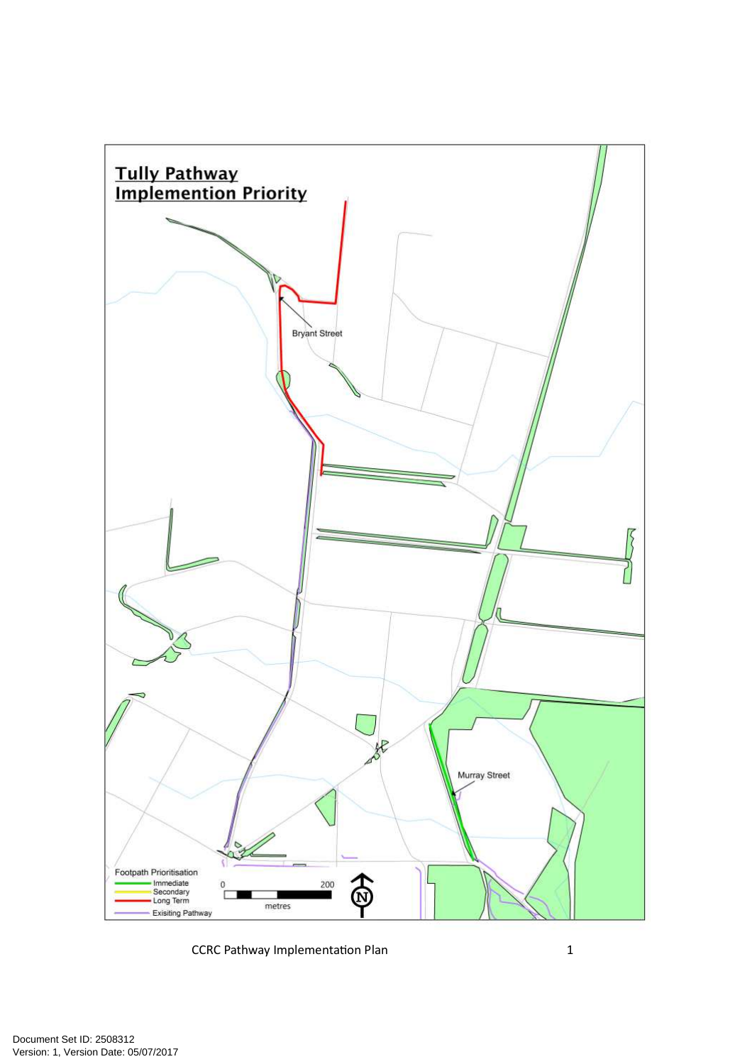## Tully Pathway Implemention Priority

Bryant Street

Murray Street

Footpath Prioritisation
Immediate
Secondary
Long Term
Exisiting Pathway

0
200
metres

N

CCRC Pathway Implementation Plan

Document Set ID: 2508312
Version: 1, Version Date: 05/07/2017